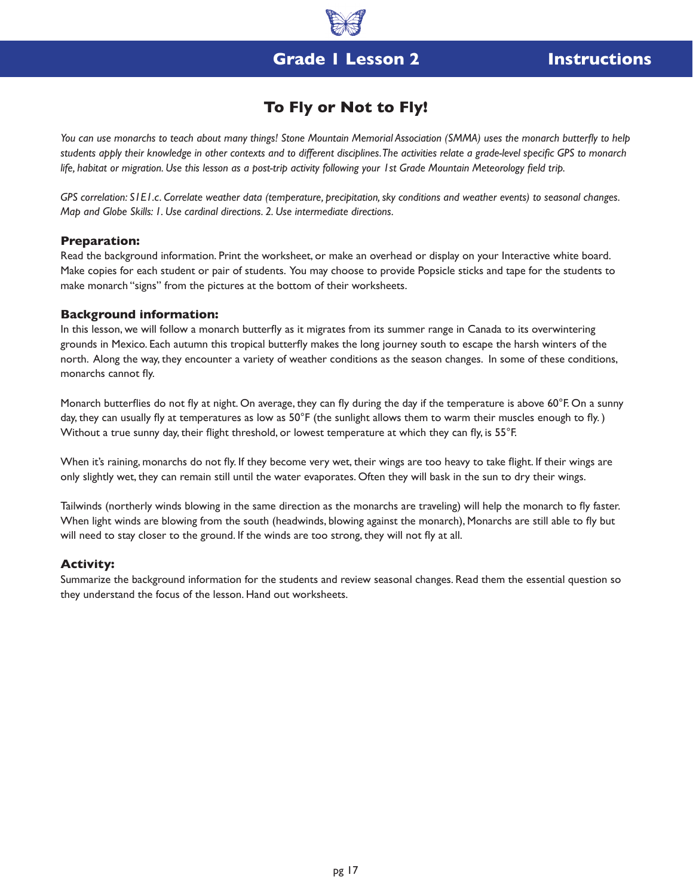# Grade 1 Lesson 2 Instructions

## To Fly or Not to Fly!

*You can use monarchs to teach about many things! Stone Mountain Memorial Association (SMMA) uses the monarch butterfly to help students apply their knowledge in other contexts and to different disciplines. The activities relate a grade-level specific GPS to monarch life, habitat or migration. Use this lesson as a post-trip activity following your 1st Grade Mountain Meteorology field trip.*

*GPS correlation: S1E1.c. Correlate weather data (temperature, precipitation, sky conditions and weather events) to seasonal changes. Map and Globe Skills: 1. Use cardinal directions. 2. Use intermediate directions.*

### Preparation:

Read the background information. Print the worksheet, or make an overhead or display on your Interactive white board. Make copies for each student or pair of students. You may choose to provide Popsicle sticks and tape for the students to make monarch "signs" from the pictures at the bottom of their worksheets.

### Background information:

In this lesson, we will follow a monarch butterfly as it migrates from its summer range in Canada to its overwintering grounds in Mexico. Each autumn this tropical butterfly makes the long journey south to escape the harsh winters of the north. Along the way, they encounter a variety of weather conditions as the season changes. In some of these conditions, monarchs cannot fly.

Monarch butterflies do not fly at night. On average, they can fly during the day if the temperature is above 60°F. On a sunny day, they can usually fly at temperatures as low as 50°F (the sunlight allows them to warm their muscles enough to fly.) Without a true sunny day, their flight threshold, or lowest temperature at which they can fly, is 55°F.

When it's raining, monarchs do not fly. If they become very wet, their wings are too heavy to take flight. If their wings are only slightly wet, they can remain still until the water evaporates. Often they will bask in the sun to dry their wings.

Tailwinds (northerly winds blowing in the same direction as the monarchs are traveling) will help the monarch to fly faster. When light winds are blowing from the south (headwinds, blowing against the monarch), Monarchs are still able to fly but will need to stay closer to the ground. If the winds are too strong, they will not fly at all.

### Activity:

Summarize the background information for the students and review seasonal changes. Read them the essential question so they understand the focus of the lesson. Hand out worksheets.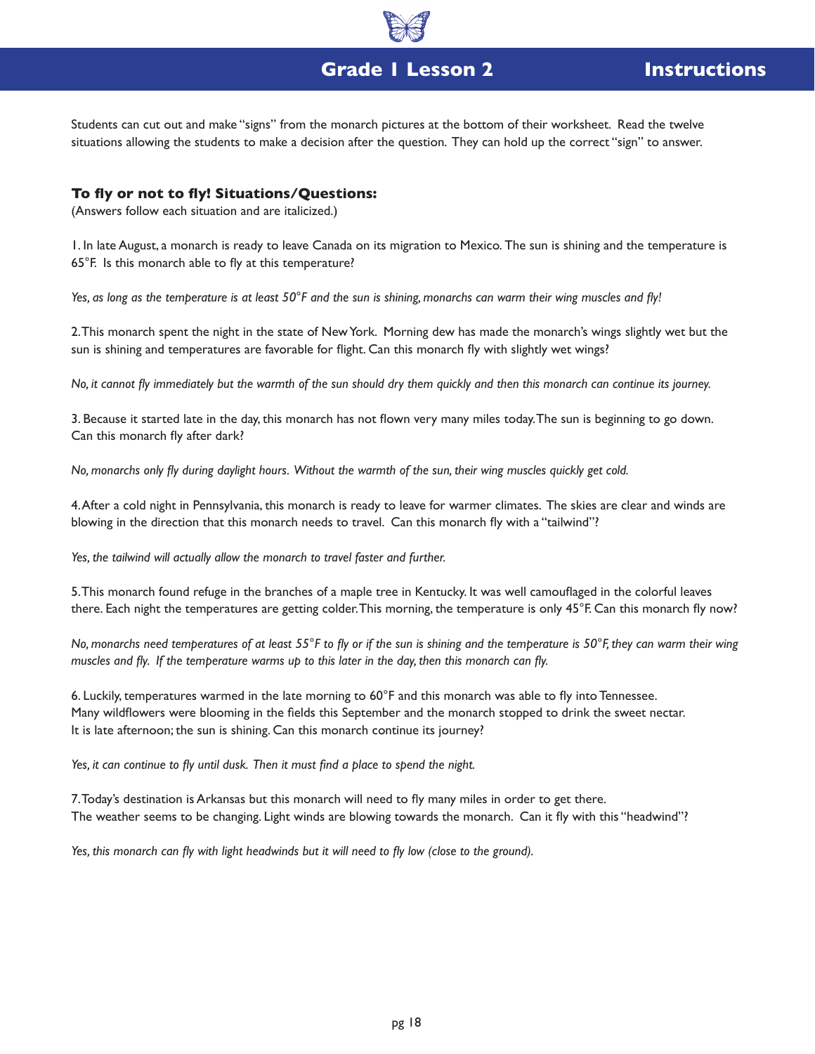## Grade 1 Lesson 2 Instructions

Students can cut out and make "signs" from the monarch pictures at the bottom of their worksheet. Read the twelve situations allowing the students to make a decision after the question. They can hold up the correct "sign" to answer.

### To fly or not to fly! Situations/Questions:

(Answers follow each situation and are italicized.)

1. In late August, a monarch is ready to leave Canada on its migration to Mexico. The sun is shining and the temperature is 65°F. Is this monarch able to fly at this temperature?

*Yes, as long as the temperature is at least 50°F and the sun is shining, monarchs can warm their wing muscles and fly!*

2. This monarch spent the night in the state of New York. Morning dew has made the monarch's wings slightly wet but the sun is shining and temperatures are favorable for flight. Can this monarch fly with slightly wet wings?

*No, it cannot fly immediately but the warmth of the sun should dry them quickly and then this monarch can continue its journey.*

3. Because it started late in the day, this monarch has not flown very many miles today. The sun is beginning to go down. Can this monarch fly after dark?

*No, monarchs only fly during daylight hours. Without the warmth of the sun, their wing muscles quickly get cold.*

4. After a cold night in Pennsylvania, this monarch is ready to leave for warmer climates. The skies are clear and winds are blowing in the direction that this monarch needs to travel. Can this monarch fly with a "tailwind"?

*Yes, the tailwind will actually allow the monarch to travel faster and further.*

5. This monarch found refuge in the branches of a maple tree in Kentucky. It was well camouflaged in the colorful leaves there. Each night the temperatures are getting colder. This morning, the temperature is only 45°F. Can this monarch fly now?

*No, monarchs need temperatures of at least 55°F to fly or if the sun is shining and the temperature is 50°F, they can warm their wing muscles and fly. If the temperature warms up to this later in the day, then this monarch can fly.*

6. Luckily, temperatures warmed in the late morning to 60°F and this monarch was able to fly into Tennessee. Many wildflowers were blooming in the fields this September and the monarch stopped to drink the sweet nectar. It is late afternoon; the sun is shining. Can this monarch continue its journey?

*Yes, it can continue to fly until dusk. Then it must find a place to spend the night.*

7. Today's destination is Arkansas but this monarch will need to fly many miles in order to get there. The weather seems to be changing. Light winds are blowing towards the monarch. Can it fly with this "headwind"?

*Yes, this monarch can fly with light headwinds but it will need to fly low (close to the ground).*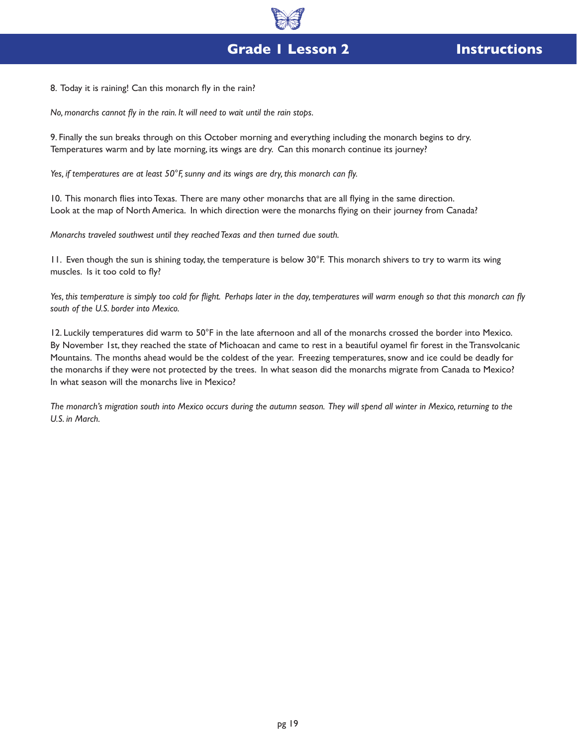8. Today it is raining! Can this monarch fly in the rain?

*No, monarchs cannot fly in the rain. It will need to wait until the rain stops.*

9. Finally the sun breaks through on this October morning and everything including the monarch begins to dry. Temperatures warm and by late morning, its wings are dry. Can this monarch continue its journey?

*Yes, if temperatures are at least 50°F, sunny and its wings are dry, this monarch can fly.*

10. This monarch flies into Texas. There are many other monarchs that are all flying in the same direction. Look at the map of North America. In which direction were the monarchs flying on their journey from Canada?

*Monarchs traveled southwest until they reached Texas and then turned due south.*

11. Even though the sun is shining today, the temperature is below 30°F. This monarch shivers to try to warm its wing muscles. Is it too cold to fly?

*Yes, this temperature is simply too cold for flight. Perhaps later in the day, temperatures will warm enough so that this monarch can fly south of the U.S. border into Mexico.*

12. Luckily temperatures did warm to 50°F in the late afternoon and all of the monarchs crossed the border into Mexico. By November 1st, they reached the state of Michoacan and came to rest in a beautiful oyamel fir forest in the Transvolcanic Mountains. The months ahead would be the coldest of the year. Freezing temperatures, snow and ice could be deadly for the monarchs if they were not protected by the trees. In what season did the monarchs migrate from Canada to Mexico? In what season will the monarchs live in Mexico?

*The monarch's migration south into Mexico occurs during the autumn season. They will spend all winter in Mexico, returning to the U.S. in March.*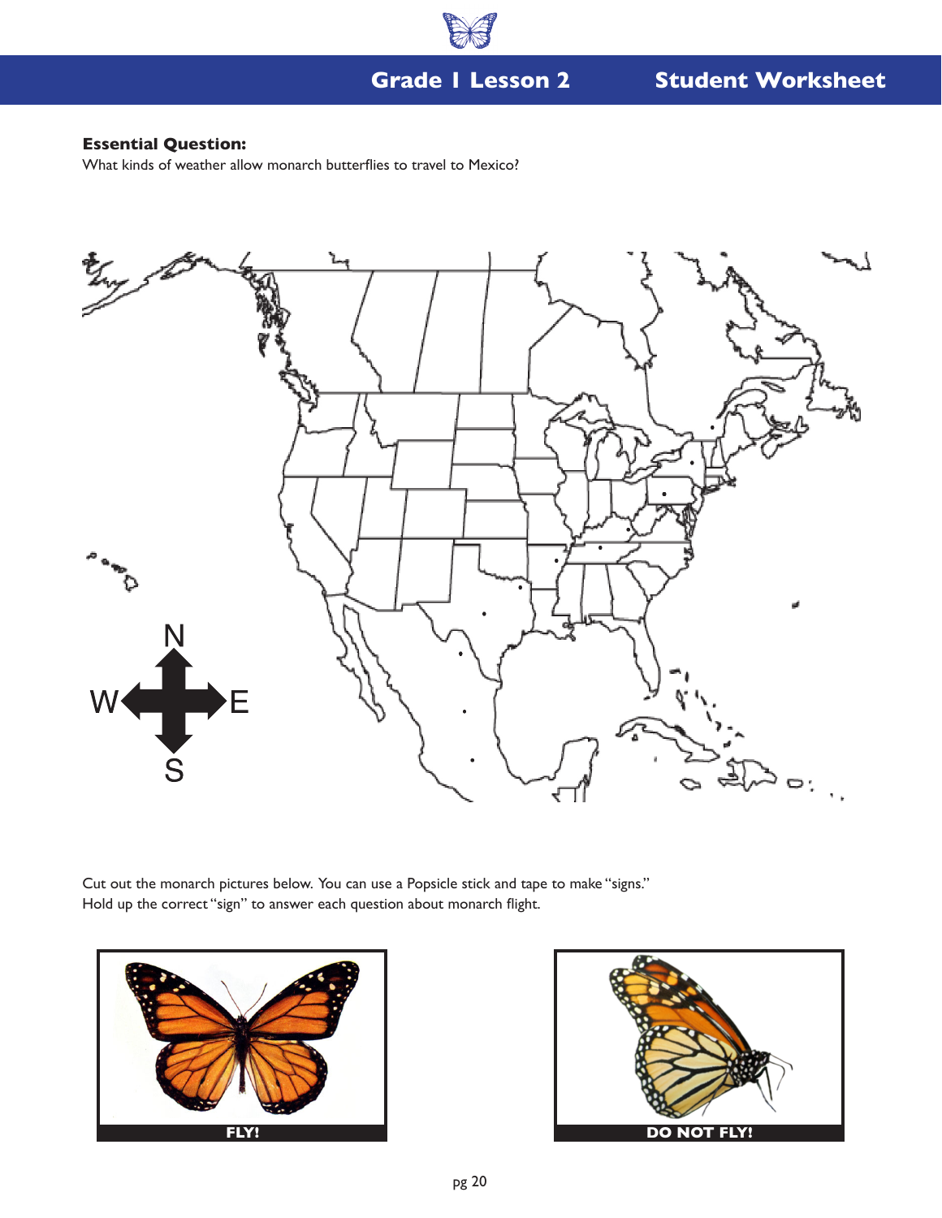## Grade 1 Lesson 2 Student Worksheet

**Essential Question:**

What kinds of weather allow monarch butterflies to travel to Mexico?

N

W E

S

Cut out the monarch pictures below. You can use a Popsicle stick and tape to make "signs." Hold up the correct "sign" to answer each question about monarch flight.

FLY!

DO NOT FLY!